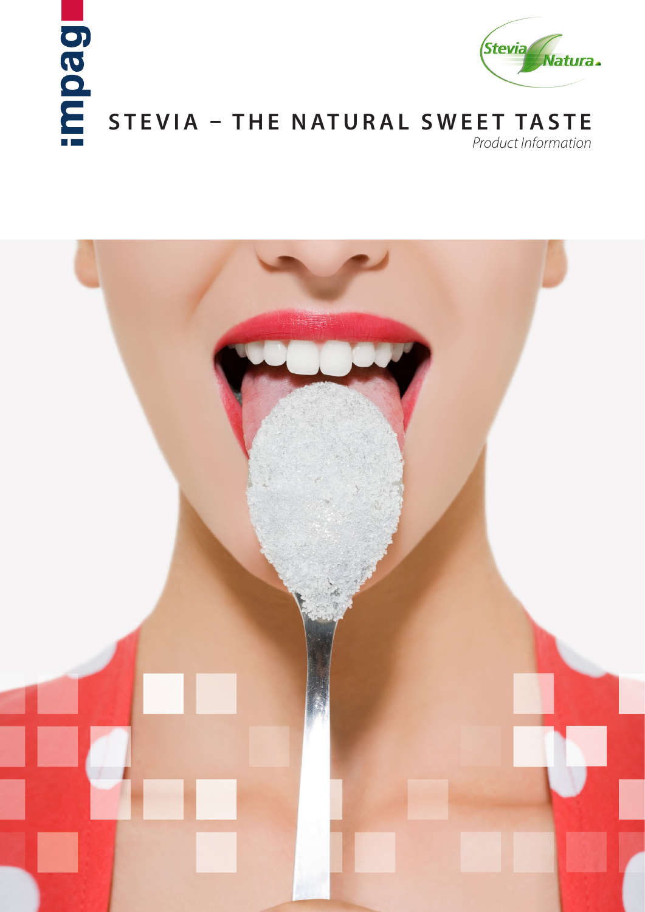impag

Stevia Natura

# STEVIA – THE NATURAL SWEET TASTE

*Product Information*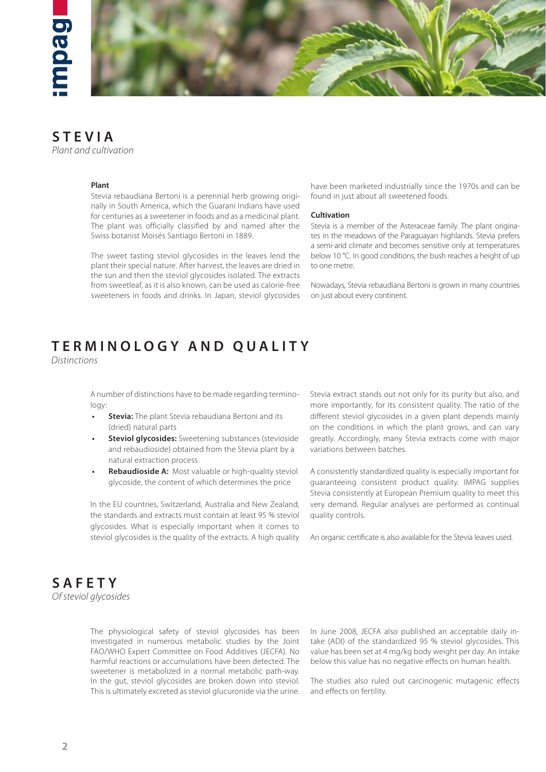# STEVIA

*Plant and cultivation*

### Plant

Stevia rebaudiana Bertoni is a perennial herb growing originally in South America, which the Guarani Indians have used for centuries as a sweetener in foods and as a medicinal plant. The plant was officially classified by and named after the Swiss botanist Moisés Santiago Bertoni in 1889.

The sweet tasting steviol glycosides in the leaves lend the plant their special nature. After harvest, the leaves are dried in the sun and then the steviol glycosides isolated. The extracts from sweetleaf, as it is also known, can be used as calorie-free sweeteners in foods and drinks. In Japan, steviol glycosides have been marketed industrially since the 1970s and can be found in just about all sweetened foods.

### Cultivation

Stevia is a member of the Asteraceae family. The plant originates in the meadows of the Paraguayan highlands. Stevia prefers a semi-arid climate and becomes sensitive only at temperatures below 10 °C. In good conditions, the bush reaches a height of up to one metre.

Nowadays, Stevia rebaudiana Bertoni is grown in many countries on just about every continent.

# TERMINOLOGY AND QUALITY

*Distinctions*

A number of distinctions have to be made regarding terminology:

- **Stevia:** The plant Stevia rebaudiana Bertoni and its (dried) natural parts
- **Steviol glycosides:** Sweetening substances (stevioside and rebaudioside) obtained from the Stevia plant by a natural extraction process
- **Rebaudioside A:** Most valuable or high-quality steviol glycoside, the content of which determines the price

In the EU countries, Switzerland, Australia and New Zealand, the standards and extracts must contain at least 95 % steviol glycosides. What is especially important when it comes to steviol glycosides is the quality of the extracts. A high quality Stevia extract stands out not only for its purity but also, and more importantly, for its consistent quality. The ratio of the different steviol glycosides in a given plant depends mainly on the conditions in which the plant grows, and can vary greatly. Accordingly, many Stevia extracts come with major variations between batches.

A consistently standardized quality is especially important for guaranteeing consistent product quality. IMPAG supplies Stevia consistently at European Premium quality to meet this very demand. Regular analyses are performed as continual quality controls.

An organic certificate is also available for the Stevia leaves used.

# SAFETY

*Of steviol glycosides*

The physiological safety of steviol glycosides has been investigated in numerous metabolic studies by the Joint FAO/WHO Expert Committee on Food Additives (JECFA). No harmful reactions or accumulations have been detected. The sweetener is metabolized in a normal metabolic path-way. In the gut, steviol glycosides are broken down into steviol. This is ultimately excreted as steviol glucuronide via the urine.

In June 2008, JECFA also published an acceptable daily intake (ADI) of the standardized 95 % steviol glycosides. This value has been set at 4 mg/kg body weight per day. An intake below this value has no negative effects on human health.

The studies also ruled out carcinogenic mutagenic effects and effects on fertility.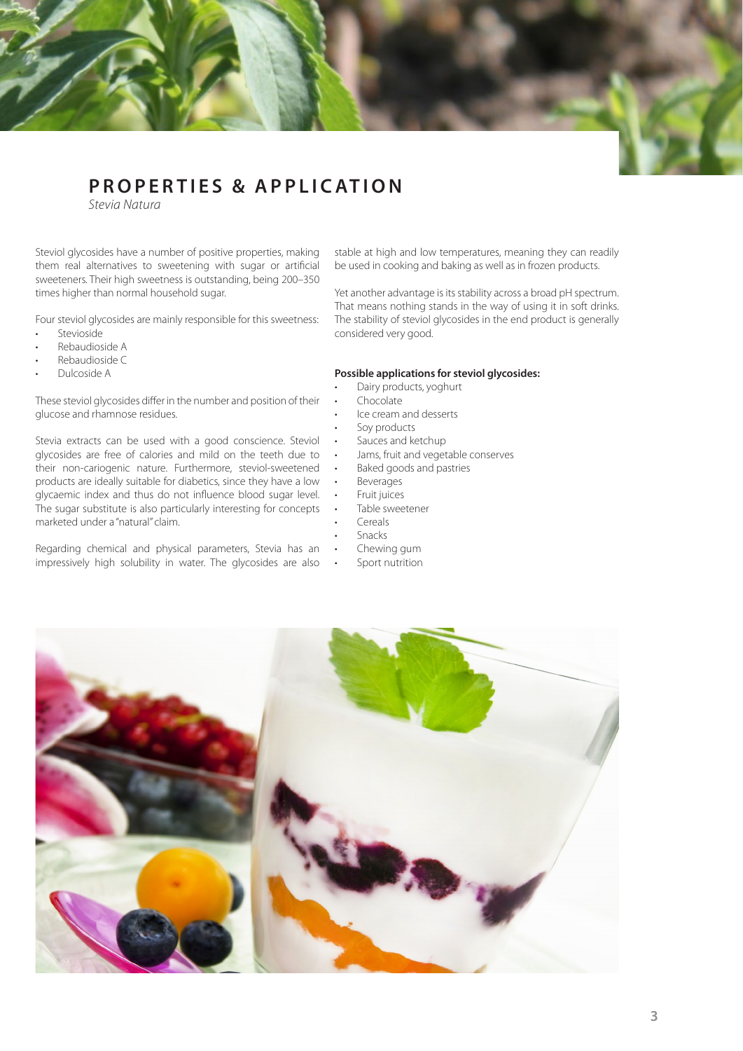# PROPERTIES & APPLICATION

*Stevia Natura*

Steviol glycosides have a number of positive properties, making them real alternatives to sweetening with sugar or artificial sweeteners. Their high sweetness is outstanding, being 200–350 times higher than normal household sugar.

Four steviol glycosides are mainly responsible for this sweetness:

- Stevioside
- Rebaudioside A
- Rebaudioside C
- Dulcoside A

These steviol glycosides differ in the number and position of their glucose and rhamnose residues.

Stevia extracts can be used with a good conscience. Steviol glycosides are free of calories and mild on the teeth due to their non-cariogenic nature. Furthermore, steviol-sweetened products are ideally suitable for diabetics, since they have a low glycaemic index and thus do not influence blood sugar level. The sugar substitute is also particularly interesting for concepts marketed under a "natural" claim.

Regarding chemical and physical parameters, Stevia has an impressively high solubility in water. The glycosides are also stable at high and low temperatures, meaning they can readily be used in cooking and baking as well as in frozen products.

Yet another advantage is its stability across a broad pH spectrum. That means nothing stands in the way of using it in soft drinks. The stability of steviol glycosides in the end product is generally considered very good.

**Possible applications for steviol glycosides:**

- Dairy products, yoghurt
- Chocolate
- Ice cream and desserts
- Soy products
- Sauces and ketchup
- Jams, fruit and vegetable conserves
- Baked goods and pastries
- Beverages
- Fruit juices
- Table sweetener
- Cereals
- Snacks
- Chewing gum
- Sport nutrition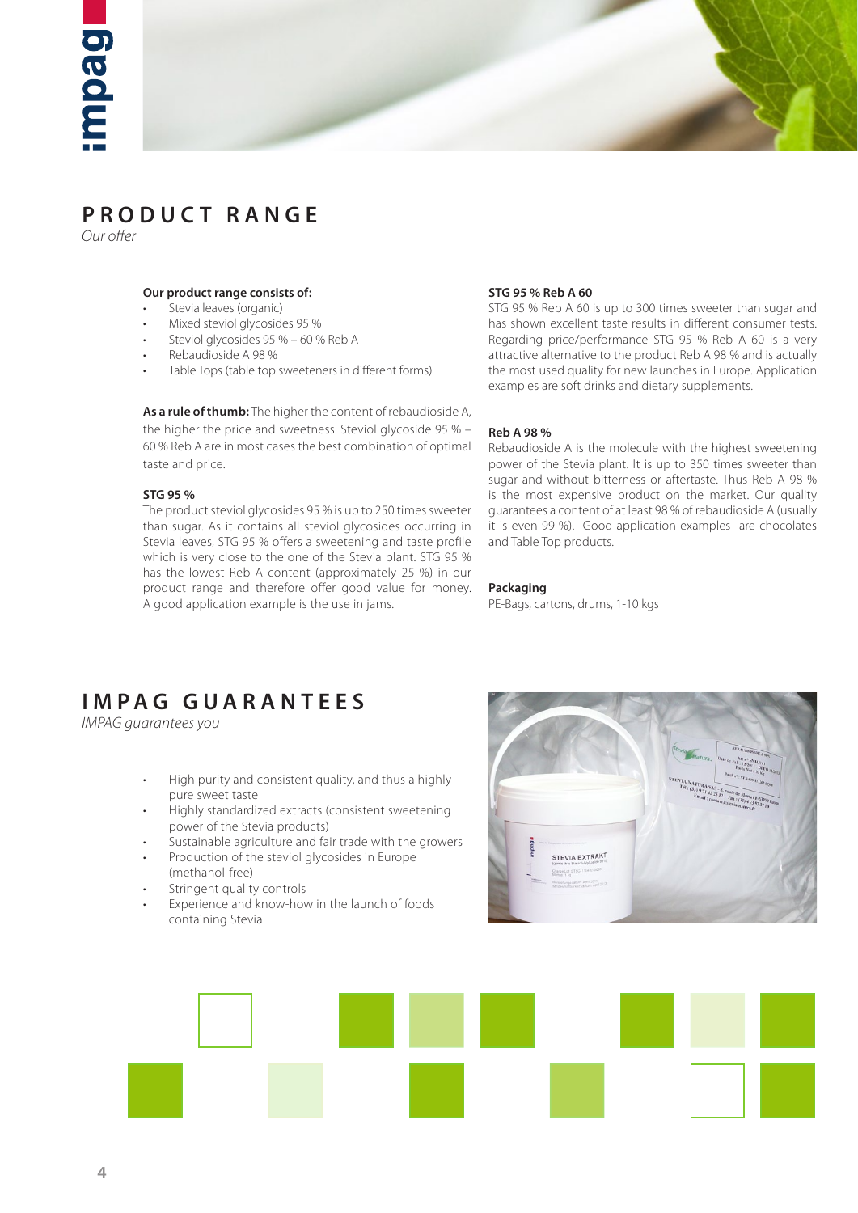## PRODUCT RANGE

*Our offer*

**Our product range consists of:**

- Stevia leaves (organic)
- Mixed steviol glycosides 95 %
- Steviol glycosides 95 % – 60 % Reb A
- Rebaudioside A 98 %
- Table Tops (table top sweeteners in different forms)

**As a rule of thumb:** The higher the content of rebaudioside A, the higher the price and sweetness. Steviol glycoside 95 % – 60 % Reb A are in most cases the best combination of optimal taste and price.

**STG 95 %**

The product steviol glycosides 95 % is up to 250 times sweeter than sugar. As it contains all steviol glycosides occurring in Stevia leaves, STG 95 % offers a sweetening and taste profile which is very close to the one of the Stevia plant. STG 95 % has the lowest Reb A content (approximately 25 %) in our product range and therefore offer good value for money. A good application example is the use in jams.

**STG 95 % Reb A 60**

STG 95 % Reb A 60 is up to 300 times sweeter than sugar and has shown excellent taste results in different consumer tests. Regarding price/performance STG 95 % Reb A 60 is a very attractive alternative to the product Reb A 98 % and is actually the most used quality for new launches in Europe. Application examples are soft drinks and dietary supplements.

**Reb A 98 %**

Rebaudioside A is the molecule with the highest sweetening power of the Stevia plant. It is up to 350 times sweeter than sugar and without bitterness or aftertaste. Thus Reb A 98 % is the most expensive product on the market. Our quality guarantees a content of at least 98 % of rebaudioside A (usually it is even 99 %). Good application examples are chocolates and Table Top products.

**Packaging**

PE-Bags, cartons, drums, 1-10 kgs

## IMPAG GUARANTEES

*IMPAG guarantees you*

- High purity and consistent quality, and thus a highly pure sweet taste
- Highly standardized extracts (consistent sweetening power of the Stevia products)
- Sustainable agriculture and fair trade with the growers
- Production of the steviol glycosides in Europe (methanol-free)
- Stringent quality controls
- Experience and know-how in the launch of foods containing Stevia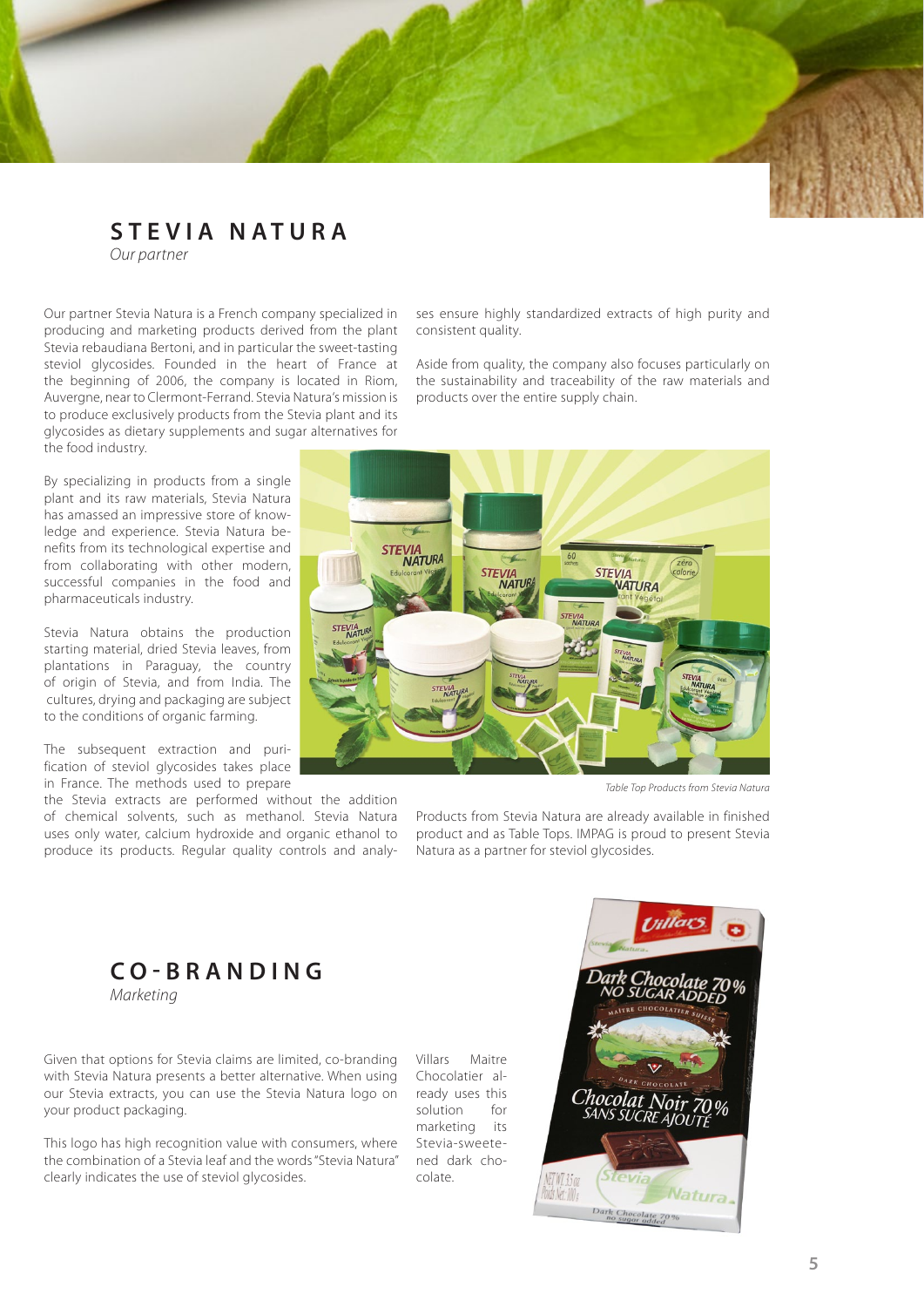## STEVIA NATURA

*Our partner*

Our partner Stevia Natura is a French company specialized in producing and marketing products derived from the plant Stevia rebaudiana Bertoni, and in particular the sweet-tasting steviol glycosides. Founded in the heart of France at the beginning of 2006, the company is located in Riom, Auvergne, near to Clermont-Ferrand. Stevia Natura's mission is to produce exclusively products from the Stevia plant and its glycosides as dietary supplements and sugar alternatives for the food industry.

By specializing in products from a single plant and its raw materials, Stevia Natura has amassed an impressive store of knowledge and experience. Stevia Natura benefits from its technological expertise and from collaborating with other modern, successful companies in the food and pharmaceuticals industry.

Stevia Natura obtains the production starting material, dried Stevia leaves, from plantations in Paraguay, the country of origin of Stevia, and from India. The cultures, drying and packaging are subject to the conditions of organic farming.

The subsequent extraction and purification of steviol glycosides takes place in France. The methods used to prepare the Stevia extracts are performed without the addition of chemical solvents, such as methanol. Stevia Natura uses only water, calcium hydroxide and organic ethanol to produce its products. Regular quality controls and analyses ensure highly standardized extracts of high purity and consistent quality.

Aside from quality, the company also focuses particularly on the sustainability and traceability of the raw materials and products over the entire supply chain.

*Table Top Products from Stevia Natura*

Products from Stevia Natura are already available in finished product and as Table Tops. IMPAG is proud to present Stevia Natura as a partner for steviol glycosides.

## CO-BRANDING

*Marketing*

Given that options for Stevia claims are limited, co-branding with Stevia Natura presents a better alternative. When using our Stevia extracts, you can use the Stevia Natura logo on your product packaging.

This logo has high recognition value with consumers, where the combination of a Stevia leaf and the words "Stevia Natura" clearly indicates the use of steviol glycosides.

Villars Maitre Chocolatier already uses this solution for marketing its Stevia-sweetened dark chocolate.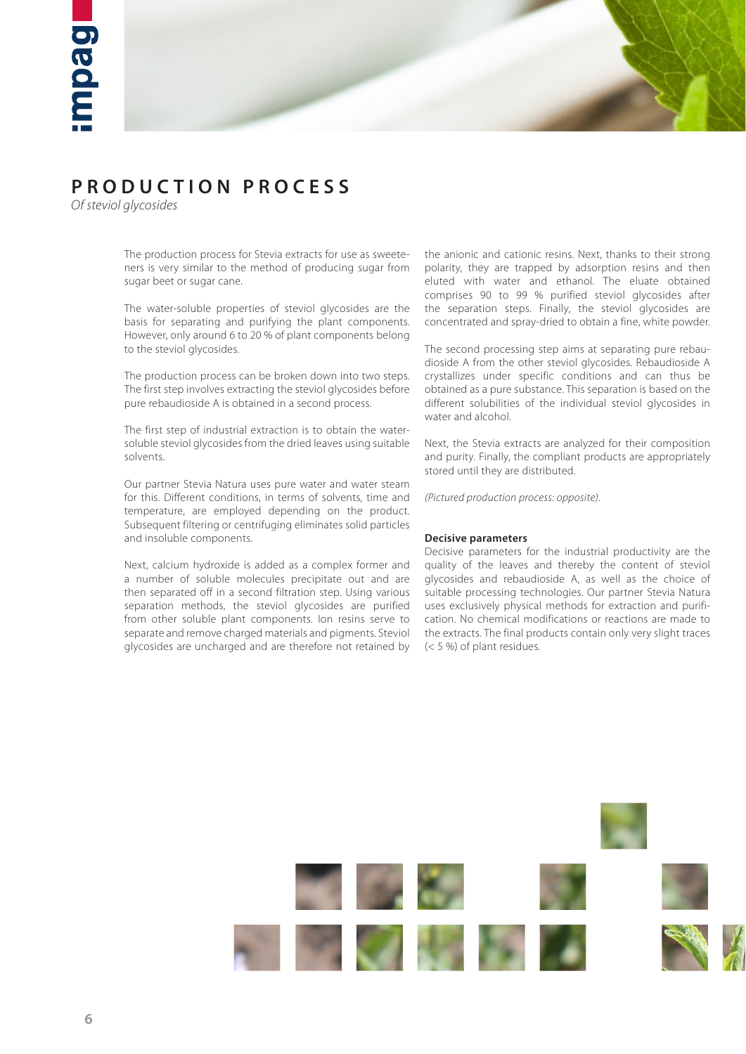# PRODUCTION PROCESS

*Of steviol glycosides*

The production process for Stevia extracts for use as sweeteners is very similar to the method of producing sugar from sugar beet or sugar cane.

The water-soluble properties of steviol glycosides are the basis for separating and purifying the plant components. However, only around 6 to 20 % of plant components belong to the steviol glycosides.

The production process can be broken down into two steps. The first step involves extracting the steviol glycosides before pure rebaudioside A is obtained in a second process.

The first step of industrial extraction is to obtain the water-soluble steviol glycosides from the dried leaves using suitable solvents.

Our partner Stevia Natura uses pure water and water steam for this. Different conditions, in terms of solvents, time and temperature, are employed depending on the product. Subsequent filtering or centrifuging eliminates solid particles and insoluble components.

Next, calcium hydroxide is added as a complex former and a number of soluble molecules precipitate out and are then separated off in a second filtration step. Using various separation methods, the steviol glycosides are purified from other soluble plant components. Ion resins serve to separate and remove charged materials and pigments. Steviol glycosides are uncharged and are therefore not retained by the anionic and cationic resins. Next, thanks to their strong polarity, they are trapped by adsorption resins and then eluted with water and ethanol. The eluate obtained comprises 90 to 99 % purified steviol glycosides after the separation steps. Finally, the steviol glycosides are concentrated and spray-dried to obtain a fine, white powder.

The second processing step aims at separating pure rebaudioside A from the other steviol glycosides. Rebaudioside A crystallizes under specific conditions and can thus be obtained as a pure substance. This separation is based on the different solubilities of the individual steviol glycosides in water and alcohol.

Next, the Stevia extracts are analyzed for their composition and purity. Finally, the compliant products are appropriately stored until they are distributed.

*(Pictured production process: opposite).*

**Decisive parameters**

Decisive parameters for the industrial productivity are the quality of the leaves and thereby the content of steviol glycosides and rebaudioside A, as well as the choice of suitable processing technologies. Our partner Stevia Natura uses exclusively physical methods for extraction and purification. No chemical modifications or reactions are made to the extracts. The final products contain only very slight traces (< 5 %) of plant residues.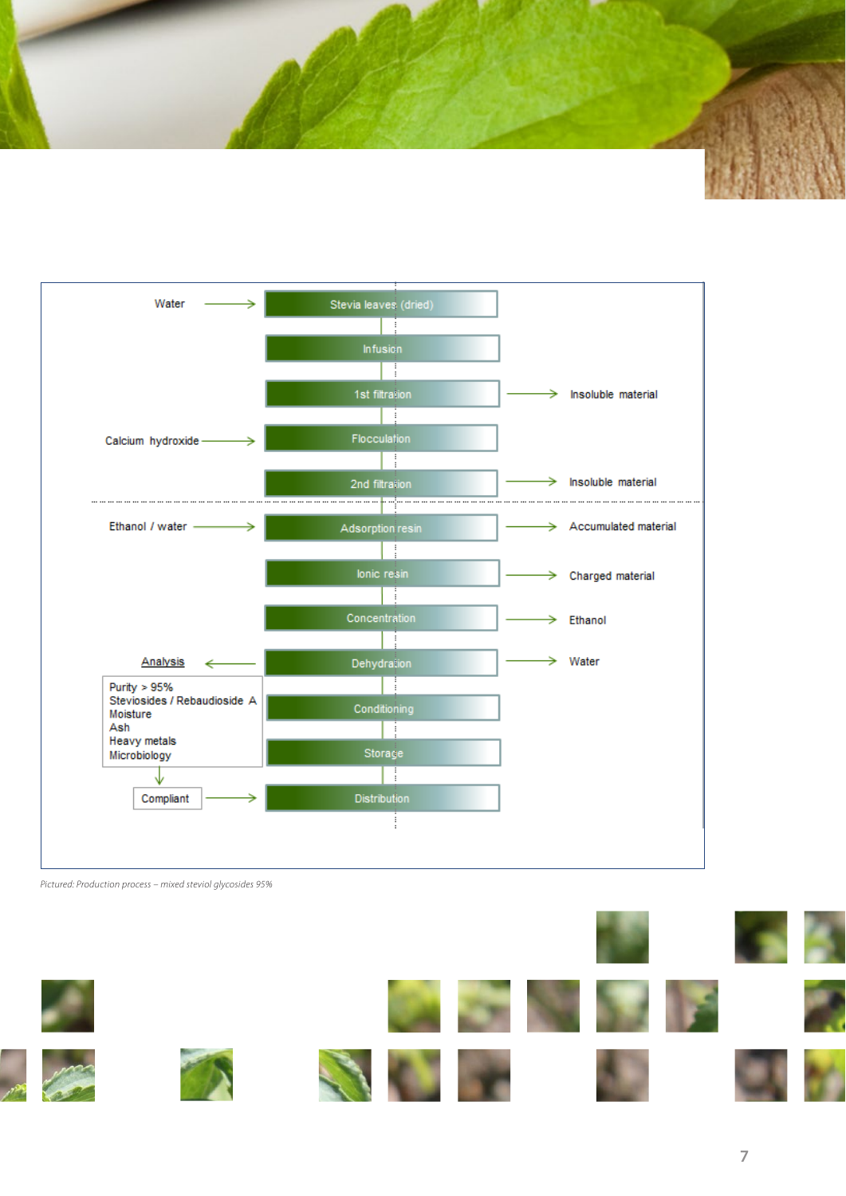| Inputs | Process step | Outputs |
| --- | --- | --- |
| Water → | Stevia leaves (dried) | |
| | Infusion | |
| | 1st filtration | → Insoluble material |
| Calcium hydroxide → | Flocculation | |
| | 2nd filtration | → Insoluble material |
| Ethanol / water → | Adsorption resin | → Accumulated material |
| | Ionic resin | → Charged material |
| | Concentration | → Ethanol |
| Analysis ← | Dehydration | → Water |
| | Conditioning | |
| | Storage | |
| Compliant → | Distribution | |

**Analysis**

- Purity > 95%
- Steviosides / Rebaudioside A
- Moisture
- Ash
- Heavy metals
- Microbiology

↓ Compliant

*Pictured: Production process – mixed steviol glycosides 95%*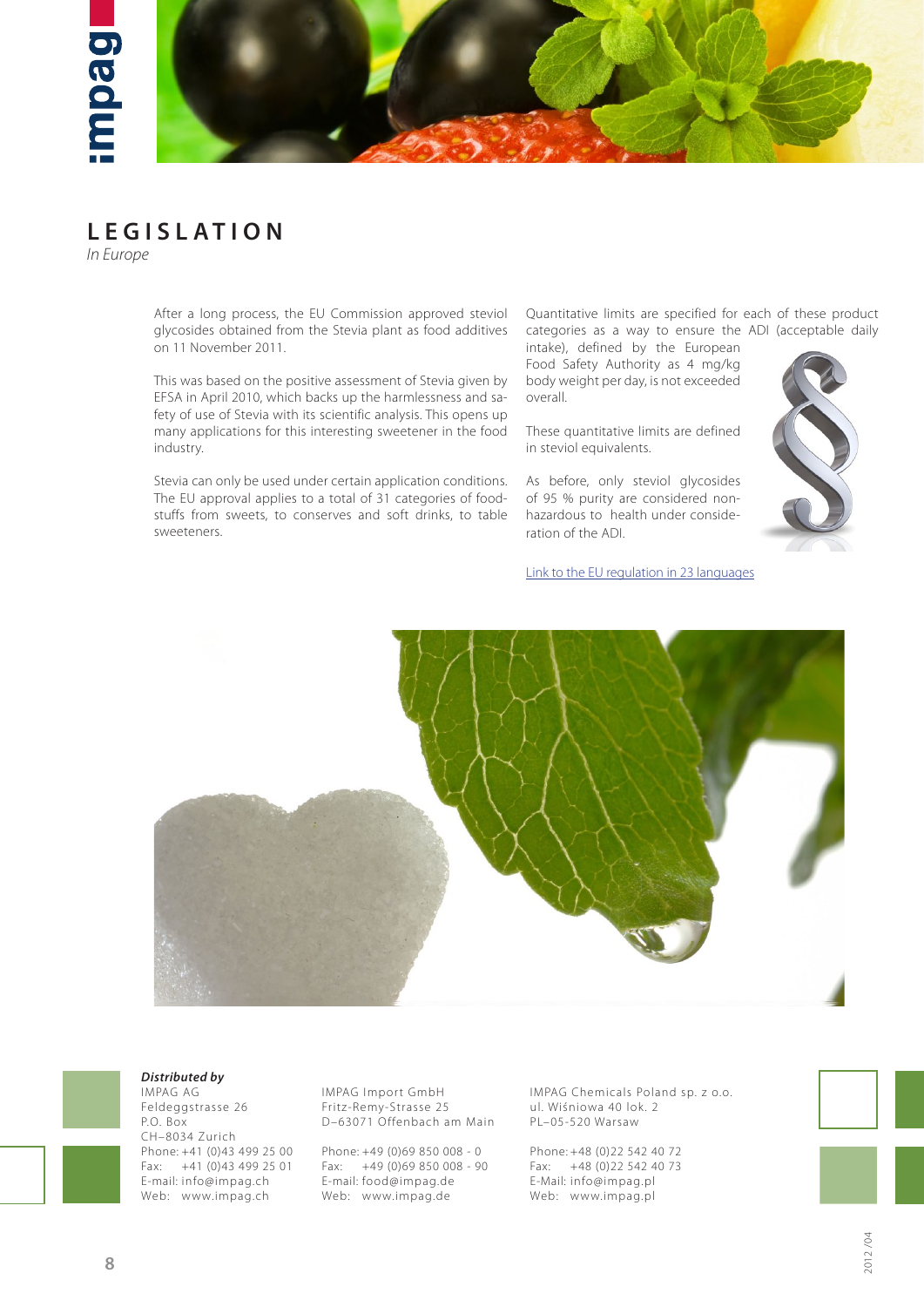# LEGISLATION

*In Europe*

After a long process, the EU Commission approved steviol glycosides obtained from the Stevia plant as food additives on 11 November 2011.

This was based on the positive assessment of Stevia given by EFSA in April 2010, which backs up the harmlessness and safety of use of Stevia with its scientific analysis. This opens up many applications for this interesting sweetener in the food industry.

Stevia can only be used under certain application conditions. The EU approval applies to a total of 31 categories of foodstuffs from sweets, to conserves and soft drinks, to table sweeteners.

Quantitative limits are specified for each of these product categories as a way to ensure the ADI (acceptable daily intake), defined by the European Food Safety Authority as 4 mg/kg body weight per day, is not exceeded overall.

These quantitative limits are defined in steviol equivalents.

As before, only steviol glycosides of 95 % purity are considered non-hazardous to health under consideration of the ADI.

Link to the EU regulation in 23 languages

***Distributed by***

IMPAG AG
Feldeggstrasse 26
P.O. Box
CH–8034 Zurich
Phone: +41 (0)43 499 25 00
Fax: +41 (0)43 499 25 01
E-mail: info@impag.ch
Web: www.impag.ch

IMPAG Import GmbH
Fritz-Remy-Strasse 25
D–63071 Offenbach am Main

Phone: +49 (0)69 850 008 - 0
Fax: +49 (0)69 850 008 - 90
E-mail: food@impag.de
Web: www.impag.de

IMPAG Chemicals Poland sp. z o.o.
ul. Wiśniowa 40 lok. 2
PL–05-520 Warsaw

Phone: +48 (0)22 542 40 72
Fax: +48 (0)22 542 40 73
E-Mail: info@impag.pl
Web: www.impag.pl

2012/04